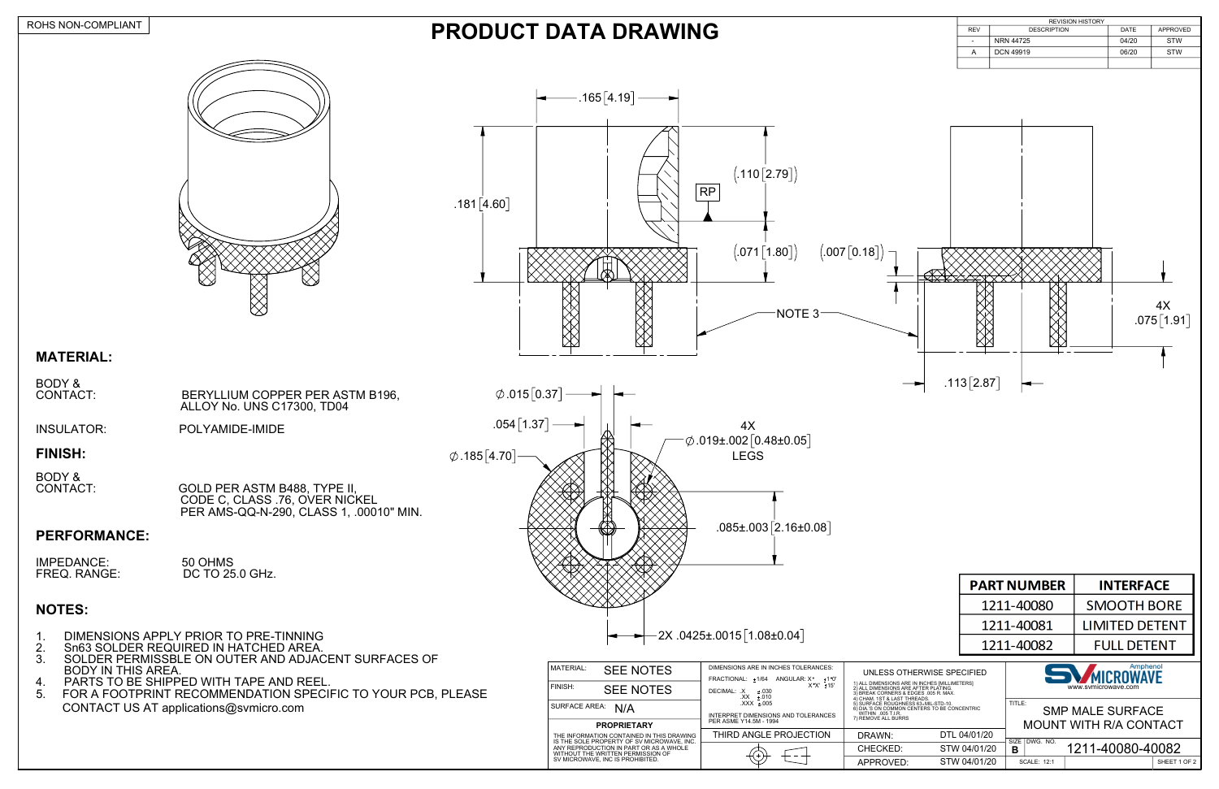ROHS NON-COMPLIANT

# PRODUCT DATA DRAWING

| REVISION HISTORY | | | |
|---|---|---|---|
| REV | DESCRIPTION | DATE | APPROVED |
| - | NRN 44725 | 04/20 | STW |
| A | DCN 49919 | 06/20 | STW |

.165 [4.19]
.181 [4.60]
(.110 [2.79])
RP
(.071 [1.80])
(.007 [0.18])
NOTE 3
4X .075 [1.91]
.113 [2.87]
∅.015 [0.37]
.054 [1.37]
∅.185 [4.70]
4X ∅.019±.002 [0.48±0.05] LEGS
.085±.003 [2.16±0.08]
2X .0425±.0015 [1.08±0.04]

## MATERIAL:

BODY & CONTACT: BERYLLIUM COPPER PER ASTM B196, ALLOY No. UNS C17300, TD04

INSULATOR: POLYAMIDE-IMIDE

## FINISH:

BODY & CONTACT: GOLD PER ASTM B488, TYPE II, CODE C, CLASS .76, OVER NICKEL PER AMS-QQ-N-290, CLASS 1, .00010" MIN.

## PERFORMANCE:

IMPEDANCE: 50 OHMS
FREQ. RANGE: DC TO 25.0 GHz.

## NOTES:

1. DIMENSIONS APPLY PRIOR TO PRE-TINNING
2. Sn63 SOLDER REQUIRED IN HATCHED AREA.
3. SOLDER PERMISSBLE ON OUTER AND ADJACENT SURFACES OF BODY IN THIS AREA.
4. PARTS TO BE SHIPPED WITH TAPE AND REEL.
5. FOR A FOOTPRINT RECOMMENDATION SPECIFIC TO YOUR PCB, PLEASE CONTACT US AT applications@svmicro.com

| PART NUMBER | INTERFACE |
|---|---|
| 1211-40080 | SMOOTH BORE |
| 1211-40081 | LIMITED DETENT |
| 1211-40082 | FULL DETENT |

MATERIAL: SEE NOTES
FINISH: SEE NOTES
SURFACE AREA: N/A

**PROPRIETARY**

THE INFORMATION CONTAINED IN THIS DRAWING IS THE SOLE PROPERTY OF SV MICROWAVE, INC. ANY REPRODUCTION IN PART OR AS A WHOLE WITHOUT THE WRITTEN PERMISSION OF SV MICROWAVE, INC IS PROHIBITED.

DIMENSIONS ARE IN INCHES TOLERANCES:
FRACTIONAL: ±1/64 ANGULAR: X° ±1°0' X°X' ±15'
DECIMAL: .X ±.030 .XX ±.010 .XXX ±.005
INTERPRET DIMENSIONS AND TOLERANCES PER ASME Y14.5M - 1994

THIRD ANGLE PROJECTION

UNLESS OTHERWISE SPECIFIED
1) ALL DIMENSIONS ARE IN INCHES [MILLIMETERS]
2) ALL DIMENSIONS ARE AFTER PLATING.
3) BREAK CORNERS & EDGES .005 R. MAX.
4) CHAM. 1ST & LAST THREADS.
5) SURFACE ROUGHNESS 63 MIL-STD-10.
6) DIA.'S ON COMMON CENTERS TO BE CONCENTRIC WITHIN .005 T.I.R.
7) REMOVE ALL BURRS

| | | |
|---|---|---|
| DRAWN: | DTL | 04/01/20 |
| CHECKED: | STW | 04/01/20 |
| APPROVED: | STW | 04/01/20 |

SV MICROWAVE Amphenol
www.svmicrowave.com

TITLE: SMP MALE SURFACE MOUNT WITH R/A CONTACT

SIZE: B DWG. NO. 1211-40080-40082
SCALE: 12:1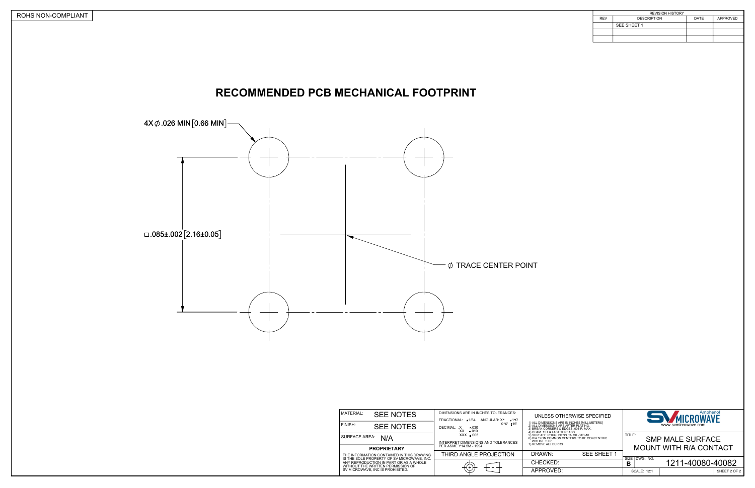ROHS NON-COMPLIANT

| REVISION HISTORY | | | |
|---|---|---|---|
| REV | DESCRIPTION | DATE | APPROVED |
| | SEE SHEET 1 | | |

# RECOMMENDED PCB MECHANICAL FOOTPRINT

4X ⌀.026 MIN [0.66 MIN]

□.085±.002 [2.16±0.05]

⌀ TRACE CENTER POINT

| | |
|---|---|
| MATERIAL: | SEE NOTES |
| FINISH: | SEE NOTES |
| SURFACE AREA: | N/A |

**PROPRIETARY**

THE INFORMATION CONTAINED IN THIS DRAWING IS THE SOLE PROPERTY OF SV MICROWAVE, INC. ANY REPRODUCTION IN PART OR AS A WHOLE WITHOUT THE WRITTEN PERMISSION OF SV MICROWAVE, INC IS PROHIBITED.

DIMENSIONS ARE IN INCHES TOLERANCES:
FRACTIONAL: ±1/64 ANGULAR: X° ±1°0' X°X' ±15'
DECIMAL: .X ±.030 .XX ±.010 .XXX ±.005
INTERPRET DIMENSIONS AND TOLERANCES PER ASME Y14.5M - 1994

THIRD ANGLE PROJECTION

UNLESS OTHERWISE SPECIFIED
1) ALL DIMENSIONS ARE IN INCHES [MILLIMETERS]
2) ALL DIMENSIONS ARE AFTER PLATING.
3) BREAK CORNERS & EDGES .005 R. MAX.
4) CHAM. 1ST & LAST THREADS.
5) SURFACE ROUGHNESS 63, MIL-STD-10.
6) DIA.'S ON COMMON CENTERS TO BE CONCENTRIC WITHIN .T.I.R.
7) REMOVE ALL BURRS

| | |
|---|---|
| DRAWN: | SEE SHEET 1 |
| CHECKED: | |
| APPROVED: | |

Amphenol SV MICROWAVE
www.svmicrowave.com

TITLE: SMP MALE SURFACE MOUNT WITH R/A CONTACT

SIZE: B
DWG. NO. 1211-40080-40082
SCALE: 12:1
SHEET 2 OF 2